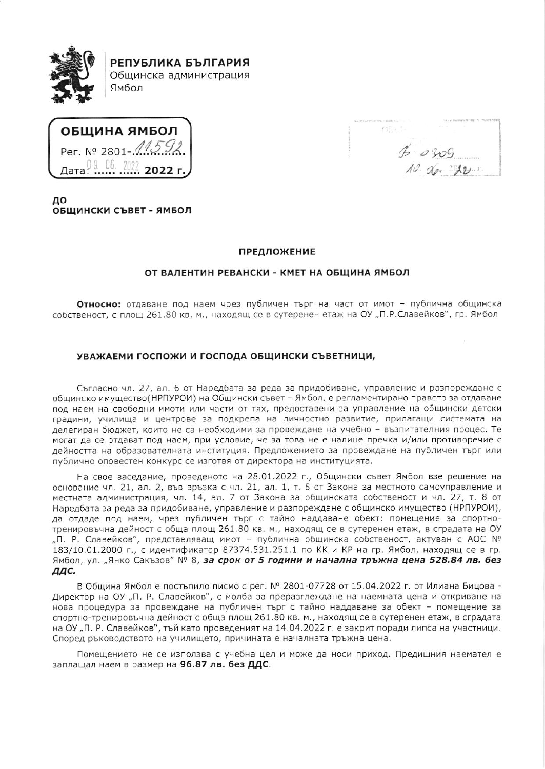**РЕПУБЛИКА БЪЛГАРИЯ**
Общинска администрация
Ямбол

**ОБЩИНА ЯМБОЛ**
Рег. № 2801-11592
Дата: 09. 06. 2022 2022 г.

В-0309
10. 06. 2022 г.

**ДО**
**ОБЩИНСКИ СЪВЕТ - ЯМБОЛ**

**ПРЕДЛОЖЕНИЕ**

**ОТ ВАЛЕНТИН РЕВАНСКИ - КМЕТ НА ОБЩИНА ЯМБОЛ**

**Относно:** отдаване под наем чрез публичен търг на част от имот – публична общинска собственост, с площ 261.80 кв. м., находящ се в сутеренен етаж на ОУ „П.Р.Славейков", гр. Ямбол

**УВАЖАЕМИ ГОСПОЖИ И ГОСПОДА ОБЩИНСКИ СЪВЕТНИЦИ,**

Съгласно чл. 27, ал. 6 от Наредбата за реда за придобиване, управление и разпореждане с общинско имущество(НРПУРОИ) на Общински съвет – Ямбол, е регламентирано правото за отдаване под наем на свободни имоти или части от тях, предоставени за управление на общински детски градини, училища и центрове за подкрепа на личностно развитие, прилагащи системата на делегиран бюджет, които не са необходими за провеждане на учебно – възпитателния процес. Те могат да се отдават под наем, при условие, че за това не е налице пречка и/или противоречие с дейността на образователната институция. Предложението за провеждане на публичен търг или публично оповестен конкурс се изготвя от директора на институцията.

На свое заседание, проведеното на 28.01.2022 г., Общински съвет Ямбол взе решение на основание чл. 21, ал. 2, във връзка с чл. 21, ал. 1, т. 8 от Закона за местното самоуправление и местната администрация, чл. 14, ал. 7 от Закона за общинската собственост и чл. 27, т. 8 от Наредбата за реда за придобиване, управление и разпореждане с общинско имущество (НРПУРОИ), да отдаде под наем, чрез публичен търг с тайно наддаване обект: помещение за спортно-тренировъчна дейност с обща площ 261.80 кв. м., находящ се в сутеренен етаж, в сградата на ОУ „П. Р. Славейков", представляващ имот – публична общинска собственост, актуван с АОС № 183/10.01.2000 г., с идентификатор 87374.531.251.1 по КК и КР на гр. Ямбол, находящ се в гр. Ямбол, ул. „Янко Сакъзов" № 8, ***за срок от 5 години и начална тръжна цена 528.84 лв. без ДДС.***

В Община Ямбол е постъпило писмо с рег. № 2801-07728 от 15.04.2022 г. от Илиана Бицова - Директор на ОУ „П. Р. Славейков", с молба за преразглеждане на наемната цена и откриване на нова процедура за провеждане на публичен търг с тайно наддаване за обект – помещение за спортно-тренировъчна дейност с обща площ 261.80 кв. м., находящ се в сутеренен етаж, в сградата на ОУ „П. Р. Славейков", тъй като проведеният на 14.04.2022 г. е закрит поради липса на участници. Според ръководството на училището, причината е началната тръжна цена.

Помещението не се използва с учебна цел и може да носи приход. Предишния наемател е заплащал наем в размер на **96.87 лв. без ДДС**.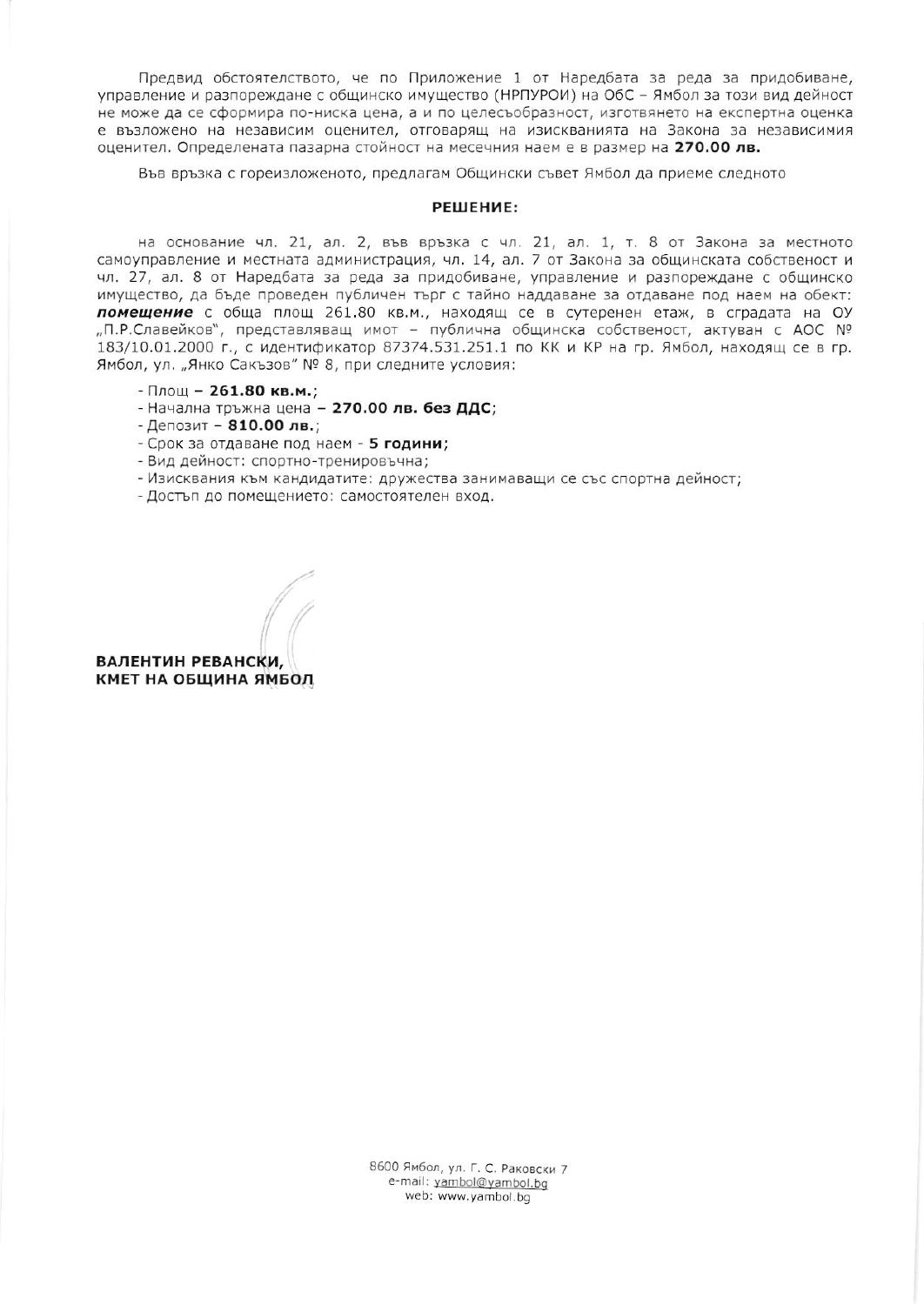Предвид обстоятелството, че по Приложение 1 от Наредбата за реда за придобиване, управление и разпореждане с общинско имущество (НРПУРОИ) на ОбС – Ямбол за този вид дейност не може да се сформира по-ниска цена, а и по целесъобразност, изготвянето на експертна оценка е възложено на независим оценител, отговарящ на изискванията на Закона за независимия оценител. Определената пазарна стойност на месечния наем е в размер на **270.00 лв.**

Във връзка с гореизложеното, предлагам Общински съвет Ямбол да приеме следното

## РЕШЕНИЕ:

на основание чл. 21, ал. 2, във връзка с чл. 21, ал. 1, т. 8 от Закона за местното самоуправление и местната администрация, чл. 14, ал. 7 от Закона за общинската собственост и чл. 27, ал. 8 от Наредбата за реда за придобиване, управление и разпореждане с общинско имущество, да бъде проведен публичен търг с тайно наддаване за отдаване под наем на обект: ***помещение*** с обща площ 261.80 кв.м., находящ се в сутеренен етаж, в сградата на ОУ „П.Р.Славейков", представляващ имот – публична общинска собственост, актуван с АОС № 183/10.01.2000 г., с идентификатор 87374.531.251.1 по КК и КР на гр. Ямбол, находящ се в гр. Ямбол, ул. „Янко Сакъзов" № 8, при следните условия:

- Площ – **261.80 кв.м.**;
- Начална тръжна цена – **270.00 лв. без ДДС**;
- Депозит – **810.00 лв.**;
- Срок за отдаване под наем - **5 години**;
- Вид дейност: спортно-тренировъчна;
- Изисквания към кандидатите: дружества занимаващи се със спортна дейност;
- Достъп до помещението: самостоятелен вход.

**ВАЛЕНТИН РЕВАНСКИ,**
**КМЕТ НА ОБЩИНА ЯМБОЛ**

8600 Ямбол, ул. Г. С. Раковски 7
e-mail: yambol@yambol.bg
web: www.yambol.bg